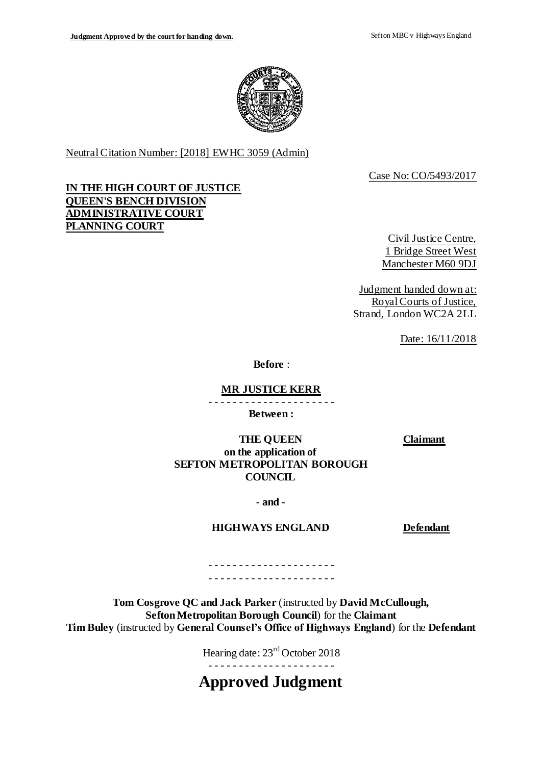Neutral Citation Number: [2018] EWHC 3059 (Admin)

Case No: CO/5493/2017

**IN THE HIGH COURT OF JUSTICE**
**QUEEN'S BENCH DIVISION**
**ADMINISTRATIVE COURT**
**PLANNING COURT**

Civil Justice Centre,
1 Bridge Street West
Manchester M60 9DJ

Judgment handed down at:
Royal Courts of Justice,
Strand, London WC2A 2LL

Date: 16/11/2018

**Before** :

**MR JUSTICE KERR**

- - - - - - - - - - - - - - - - - - - - -

**Between :**

**THE QUEEN on the application of SEFTON METROPOLITAN BOROUGH COUNCIL** — **Claimant**

**- and -**

**HIGHWAYS ENGLAND** — **Defendant**

- - - - - - - - - - - - - - - - - - - - -

- - - - - - - - - - - - - - - - - - - - -

**Tom Cosgrove QC and Jack Parker** (instructed by **David McCullough, Sefton Metropolitan Borough Council**) for the **Claimant**
**Tim Buley** (instructed by **General Counsel's Office of Highways England**) for the **Defendant**

Hearing date: 23rd October 2018

- - - - - - - - - - - - - - - - - - - - -

# Approved Judgment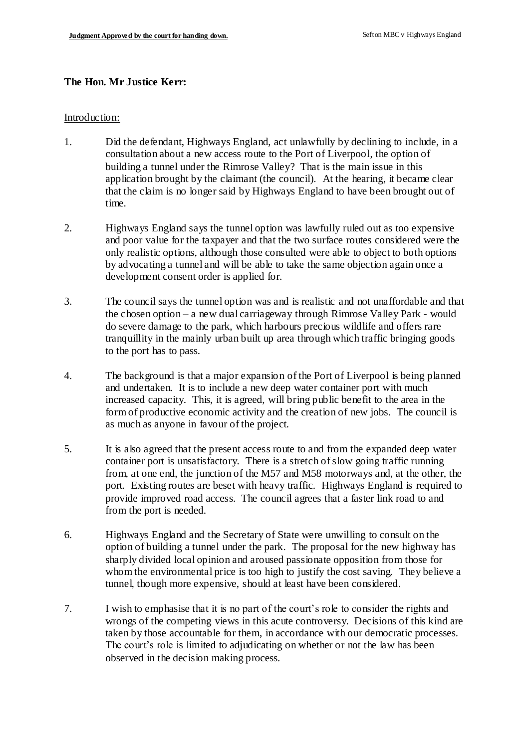**The Hon. Mr Justice Kerr:**

Introduction:

1. Did the defendant, Highways England, act unlawfully by declining to include, in a consultation about a new access route to the Port of Liverpool, the option of building a tunnel under the Rimrose Valley? That is the main issue in this application brought by the claimant (the council). At the hearing, it became clear that the claim is no longer said by Highways England to have been brought out of time.

2. Highways England says the tunnel option was lawfully ruled out as too expensive and poor value for the taxpayer and that the two surface routes considered were the only realistic options, although those consulted were able to object to both options by advocating a tunnel and will be able to take the same objection again once a development consent order is applied for.

3. The council says the tunnel option was and is realistic and not unaffordable and that the chosen option – a new dual carriageway through Rimrose Valley Park - would do severe damage to the park, which harbours precious wildlife and offers rare tranquillity in the mainly urban built up area through which traffic bringing goods to the port has to pass.

4. The background is that a major expansion of the Port of Liverpool is being planned and undertaken. It is to include a new deep water container port with much increased capacity. This, it is agreed, will bring public benefit to the area in the form of productive economic activity and the creation of new jobs. The council is as much as anyone in favour of the project.

5. It is also agreed that the present access route to and from the expanded deep water container port is unsatisfactory. There is a stretch of slow going traffic running from, at one end, the junction of the M57 and M58 motorways and, at the other, the port. Existing routes are beset with heavy traffic. Highways England is required to provide improved road access. The council agrees that a faster link road to and from the port is needed.

6. Highways England and the Secretary of State were unwilling to consult on the option of building a tunnel under the park. The proposal for the new highway has sharply divided local opinion and aroused passionate opposition from those for whom the environmental price is too high to justify the cost saving. They believe a tunnel, though more expensive, should at least have been considered.

7. I wish to emphasise that it is no part of the court's role to consider the rights and wrongs of the competing views in this acute controversy. Decisions of this kind are taken by those accountable for them, in accordance with our democratic processes. The court's role is limited to adjudicating on whether or not the law has been observed in the decision making process.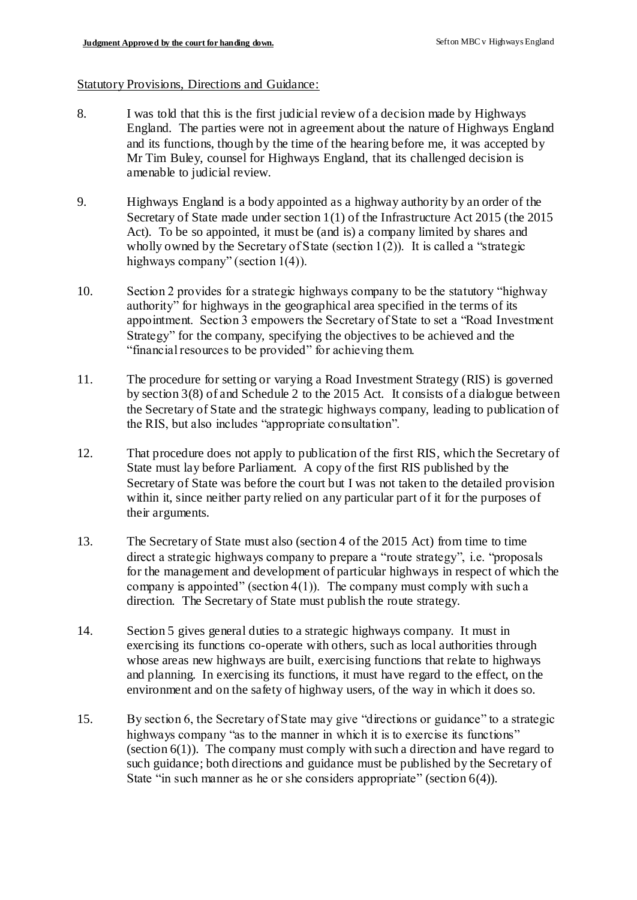Statutory Provisions, Directions and Guidance:

8. I was told that this is the first judicial review of a decision made by Highways England. The parties were not in agreement about the nature of Highways England and its functions, though by the time of the hearing before me, it was accepted by Mr Tim Buley, counsel for Highways England, that its challenged decision is amenable to judicial review.

9. Highways England is a body appointed as a highway authority by an order of the Secretary of State made under section 1(1) of the Infrastructure Act 2015 (the 2015 Act). To be so appointed, it must be (and is) a company limited by shares and wholly owned by the Secretary of State (section 1(2)). It is called a "strategic highways company" (section 1(4)).

10. Section 2 provides for a strategic highways company to be the statutory "highway authority" for highways in the geographical area specified in the terms of its appointment. Section 3 empowers the Secretary of State to set a "Road Investment Strategy" for the company, specifying the objectives to be achieved and the "financial resources to be provided" for achieving them.

11. The procedure for setting or varying a Road Investment Strategy (RIS) is governed by section 3(8) of and Schedule 2 to the 2015 Act. It consists of a dialogue between the Secretary of State and the strategic highways company, leading to publication of the RIS, but also includes "appropriate consultation".

12. That procedure does not apply to publication of the first RIS, which the Secretary of State must lay before Parliament. A copy of the first RIS published by the Secretary of State was before the court but I was not taken to the detailed provision within it, since neither party relied on any particular part of it for the purposes of their arguments.

13. The Secretary of State must also (section 4 of the 2015 Act) from time to time direct a strategic highways company to prepare a "route strategy", i.e. "proposals for the management and development of particular highways in respect of which the company is appointed" (section 4(1)). The company must comply with such a direction. The Secretary of State must publish the route strategy.

14. Section 5 gives general duties to a strategic highways company. It must in exercising its functions co-operate with others, such as local authorities through whose areas new highways are built, exercising functions that relate to highways and planning. In exercising its functions, it must have regard to the effect, on the environment and on the safety of highway users, of the way in which it does so.

15. By section 6, the Secretary of State may give "directions or guidance" to a strategic highways company "as to the manner in which it is to exercise its functions" (section 6(1)). The company must comply with such a direction and have regard to such guidance; both directions and guidance must be published by the Secretary of State "in such manner as he or she considers appropriate" (section 6(4)).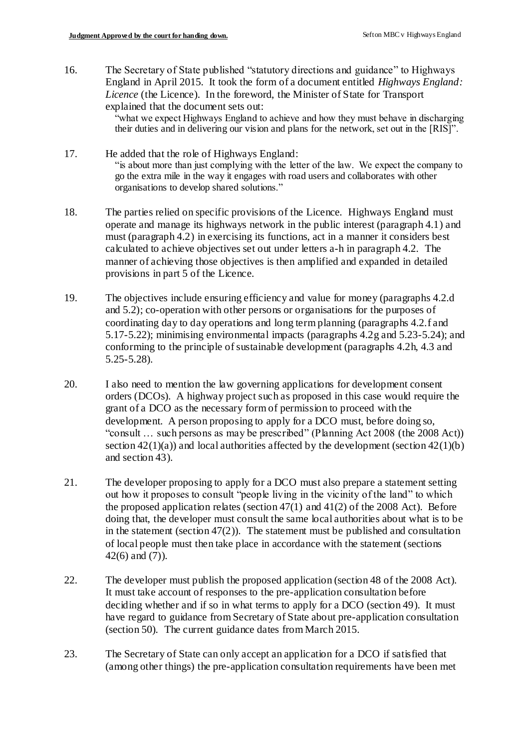16. The Secretary of State published "statutory directions and guidance" to Highways England in April 2015. It took the form of a document entitled *Highways England: Licence* (the Licence). In the foreword, the Minister of State for Transport explained that the document sets out:

> "what we expect Highways England to achieve and how they must behave in discharging their duties and in delivering our vision and plans for the network, set out in the [RIS]".

17. He added that the role of Highways England:

> "is about more than just complying with the letter of the law. We expect the company to go the extra mile in the way it engages with road users and collaborates with other organisations to develop shared solutions."

18. The parties relied on specific provisions of the Licence. Highways England must operate and manage its highways network in the public interest (paragraph 4.1) and must (paragraph 4.2) in exercising its functions, act in a manner it considers best calculated to achieve objectives set out under letters a-h in paragraph 4.2. The manner of achieving those objectives is then amplified and expanded in detailed provisions in part 5 of the Licence.

19. The objectives include ensuring efficiency and value for money (paragraphs 4.2.d and 5.2); co-operation with other persons or organisations for the purposes of coordinating day to day operations and long term planning (paragraphs 4.2.f and 5.17-5.22); minimising environmental impacts (paragraphs 4.2g and 5.23-5.24); and conforming to the principle of sustainable development (paragraphs 4.2h, 4.3 and 5.25-5.28).

20. I also need to mention the law governing applications for development consent orders (DCOs). A highway project such as proposed in this case would require the grant of a DCO as the necessary form of permission to proceed with the development. A person proposing to apply for a DCO must, before doing so, "consult … such persons as may be prescribed" (Planning Act 2008 (the 2008 Act)) section 42(1)(a)) and local authorities affected by the development (section 42(1)(b) and section 43).

21. The developer proposing to apply for a DCO must also prepare a statement setting out how it proposes to consult "people living in the vicinity of the land" to which the proposed application relates (section 47(1) and 41(2) of the 2008 Act). Before doing that, the developer must consult the same local authorities about what is to be in the statement (section 47(2)). The statement must be published and consultation of local people must then take place in accordance with the statement (sections 42(6) and (7)).

22. The developer must publish the proposed application (section 48 of the 2008 Act). It must take account of responses to the pre-application consultation before deciding whether and if so in what terms to apply for a DCO (section 49). It must have regard to guidance from Secretary of State about pre-application consultation (section 50). The current guidance dates from March 2015.

23. The Secretary of State can only accept an application for a DCO if satisfied that (among other things) the pre-application consultation requirements have been met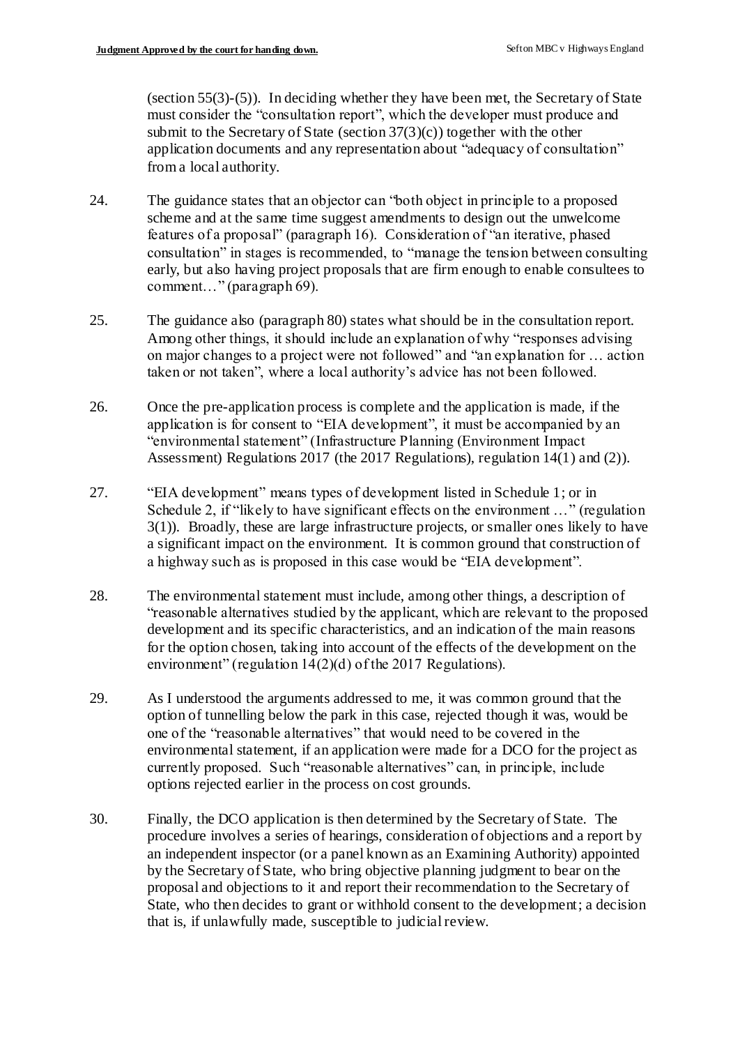(section 55(3)-(5)). In deciding whether they have been met, the Secretary of State must consider the "consultation report", which the developer must produce and submit to the Secretary of State (section 37(3)(c)) together with the other application documents and any representation about "adequacy of consultation" from a local authority.

24. The guidance states that an objector can "both object in principle to a proposed scheme and at the same time suggest amendments to design out the unwelcome features of a proposal" (paragraph 16). Consideration of "an iterative, phased consultation" in stages is recommended, to "manage the tension between consulting early, but also having project proposals that are firm enough to enable consultees to comment…" (paragraph 69).

25. The guidance also (paragraph 80) states what should be in the consultation report. Among other things, it should include an explanation of why "responses advising on major changes to a project were not followed" and "an explanation for … action taken or not taken", where a local authority's advice has not been followed.

26. Once the pre-application process is complete and the application is made, if the application is for consent to "EIA development", it must be accompanied by an "environmental statement" (Infrastructure Planning (Environment Impact Assessment) Regulations 2017 (the 2017 Regulations), regulation 14(1) and (2)).

27. "EIA development" means types of development listed in Schedule 1; or in Schedule 2, if "likely to have significant effects on the environment …" (regulation 3(1)). Broadly, these are large infrastructure projects, or smaller ones likely to have a significant impact on the environment. It is common ground that construction of a highway such as is proposed in this case would be "EIA development".

28. The environmental statement must include, among other things, a description of "reasonable alternatives studied by the applicant, which are relevant to the proposed development and its specific characteristics, and an indication of the main reasons for the option chosen, taking into account of the effects of the development on the environment" (regulation 14(2)(d) of the 2017 Regulations).

29. As I understood the arguments addressed to me, it was common ground that the option of tunnelling below the park in this case, rejected though it was, would be one of the "reasonable alternatives" that would need to be covered in the environmental statement, if an application were made for a DCO for the project as currently proposed. Such "reasonable alternatives" can, in principle, include options rejected earlier in the process on cost grounds.

30. Finally, the DCO application is then determined by the Secretary of State. The procedure involves a series of hearings, consideration of objections and a report by an independent inspector (or a panel known as an Examining Authority) appointed by the Secretary of State, who bring objective planning judgment to bear on the proposal and objections to it and report their recommendation to the Secretary of State, who then decides to grant or withhold consent to the development; a decision that is, if unlawfully made, susceptible to judicial review.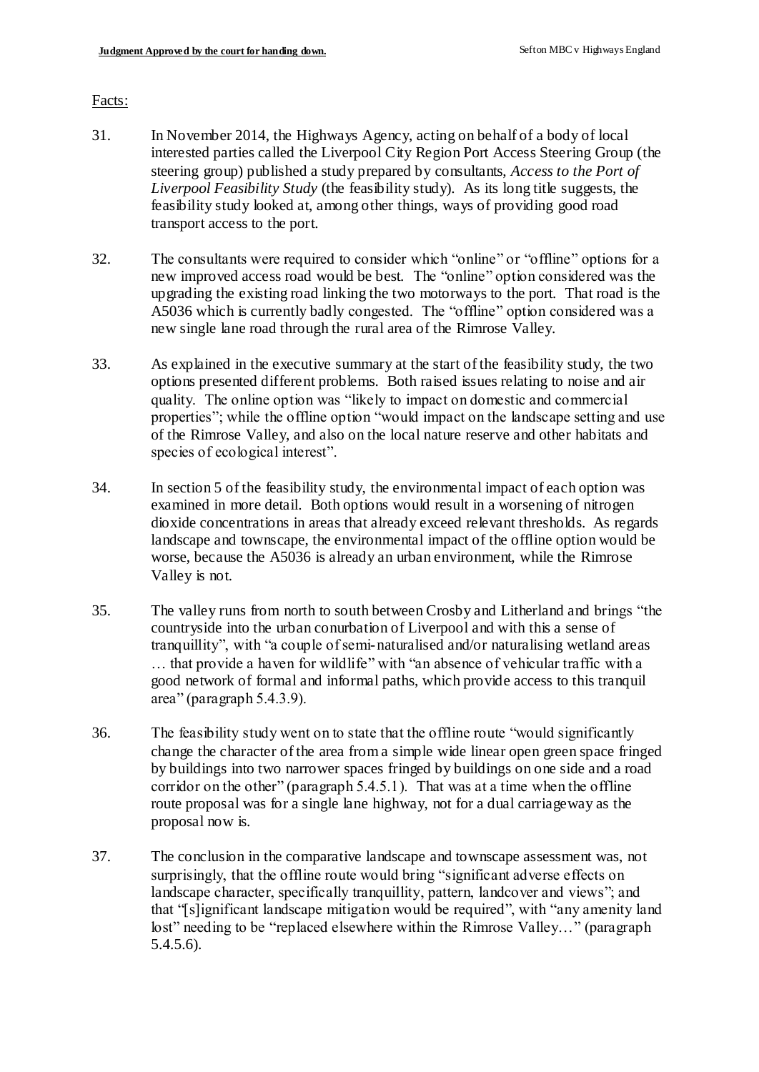Facts:

31. In November 2014, the Highways Agency, acting on behalf of a body of local interested parties called the Liverpool City Region Port Access Steering Group (the steering group) published a study prepared by consultants, *Access to the Port of Liverpool Feasibility Study* (the feasibility study). As its long title suggests, the feasibility study looked at, among other things, ways of providing good road transport access to the port.

32. The consultants were required to consider which "online" or "offline" options for a new improved access road would be best. The "online" option considered was the upgrading the existing road linking the two motorways to the port. That road is the A5036 which is currently badly congested. The "offline" option considered was a new single lane road through the rural area of the Rimrose Valley.

33. As explained in the executive summary at the start of the feasibility study, the two options presented different problems. Both raised issues relating to noise and air quality. The online option was "likely to impact on domestic and commercial properties"; while the offline option "would impact on the landscape setting and use of the Rimrose Valley, and also on the local nature reserve and other habitats and species of ecological interest".

34. In section 5 of the feasibility study, the environmental impact of each option was examined in more detail. Both options would result in a worsening of nitrogen dioxide concentrations in areas that already exceed relevant thresholds. As regards landscape and townscape, the environmental impact of the offline option would be worse, because the A5036 is already an urban environment, while the Rimrose Valley is not.

35. The valley runs from north to south between Crosby and Litherland and brings "the countryside into the urban conurbation of Liverpool and with this a sense of tranquillity", with "a couple of semi-naturalised and/or naturalising wetland areas … that provide a haven for wildlife" with "an absence of vehicular traffic with a good network of formal and informal paths, which provide access to this tranquil area" (paragraph 5.4.3.9).

36. The feasibility study went on to state that the offline route "would significantly change the character of the area from a simple wide linear open green space fringed by buildings into two narrower spaces fringed by buildings on one side and a road corridor on the other" (paragraph 5.4.5.1). That was at a time when the offline route proposal was for a single lane highway, not for a dual carriageway as the proposal now is.

37. The conclusion in the comparative landscape and townscape assessment was, not surprisingly, that the offline route would bring "significant adverse effects on landscape character, specifically tranquillity, pattern, landcover and views"; and that "[s]ignificant landscape mitigation would be required", with "any amenity land lost" needing to be "replaced elsewhere within the Rimrose Valley…" (paragraph 5.4.5.6).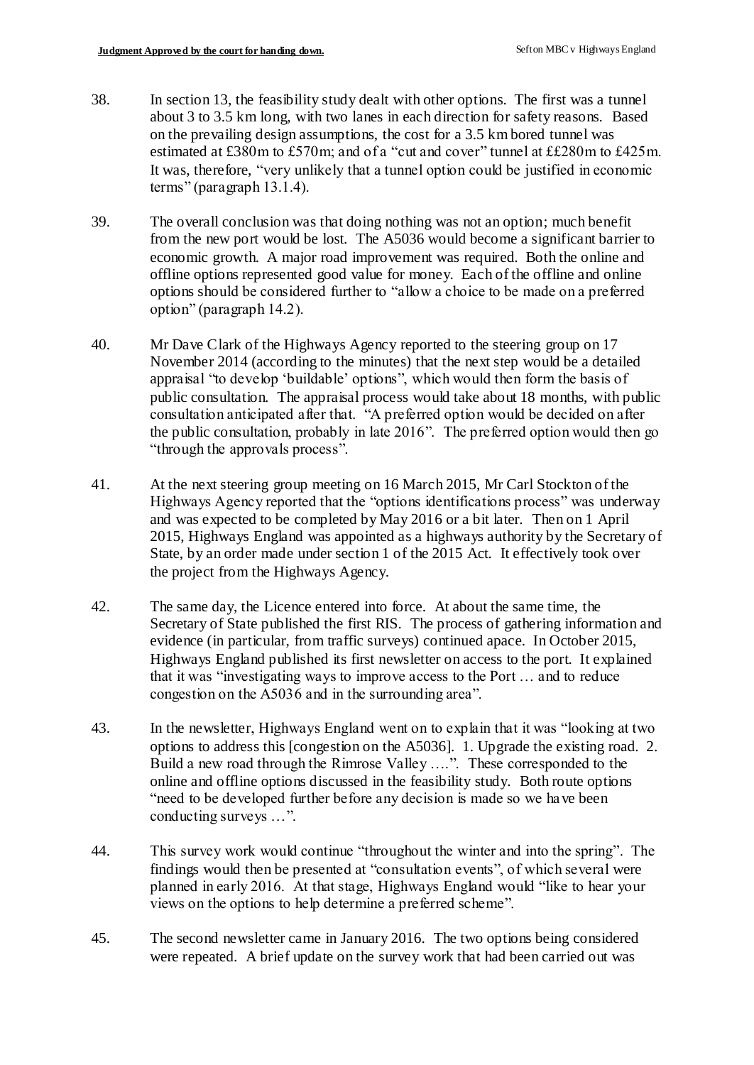38. In section 13, the feasibility study dealt with other options. The first was a tunnel about 3 to 3.5 km long, with two lanes in each direction for safety reasons. Based on the prevailing design assumptions, the cost for a 3.5 km bored tunnel was estimated at £380m to £570m; and of a "cut and cover" tunnel at ££280m to £425m. It was, therefore, "very unlikely that a tunnel option could be justified in economic terms" (paragraph 13.1.4).

39. The overall conclusion was that doing nothing was not an option; much benefit from the new port would be lost. The A5036 would become a significant barrier to economic growth. A major road improvement was required. Both the online and offline options represented good value for money. Each of the offline and online options should be considered further to "allow a choice to be made on a preferred option" (paragraph 14.2).

40. Mr Dave Clark of the Highways Agency reported to the steering group on 17 November 2014 (according to the minutes) that the next step would be a detailed appraisal "to develop 'buildable' options", which would then form the basis of public consultation. The appraisal process would take about 18 months, with public consultation anticipated after that. "A preferred option would be decided on after the public consultation, probably in late 2016". The preferred option would then go "through the approvals process".

41. At the next steering group meeting on 16 March 2015, Mr Carl Stockton of the Highways Agency reported that the "options identifications process" was underway and was expected to be completed by May 2016 or a bit later. Then on 1 April 2015, Highways England was appointed as a highways authority by the Secretary of State, by an order made under section 1 of the 2015 Act. It effectively took over the project from the Highways Agency.

42. The same day, the Licence entered into force. At about the same time, the Secretary of State published the first RIS. The process of gathering information and evidence (in particular, from traffic surveys) continued apace. In October 2015, Highways England published its first newsletter on access to the port. It explained that it was "investigating ways to improve access to the Port … and to reduce congestion on the A5036 and in the surrounding area".

43. In the newsletter, Highways England went on to explain that it was "looking at two options to address this [congestion on the A5036]. 1. Upgrade the existing road. 2. Build a new road through the Rimrose Valley ….". These corresponded to the online and offline options discussed in the feasibility study. Both route options "need to be developed further before any decision is made so we have been conducting surveys …".

44. This survey work would continue "throughout the winter and into the spring". The findings would then be presented at "consultation events", of which several were planned in early 2016. At that stage, Highways England would "like to hear your views on the options to help determine a preferred scheme".

45. The second newsletter came in January 2016. The two options being considered were repeated. A brief update on the survey work that had been carried out was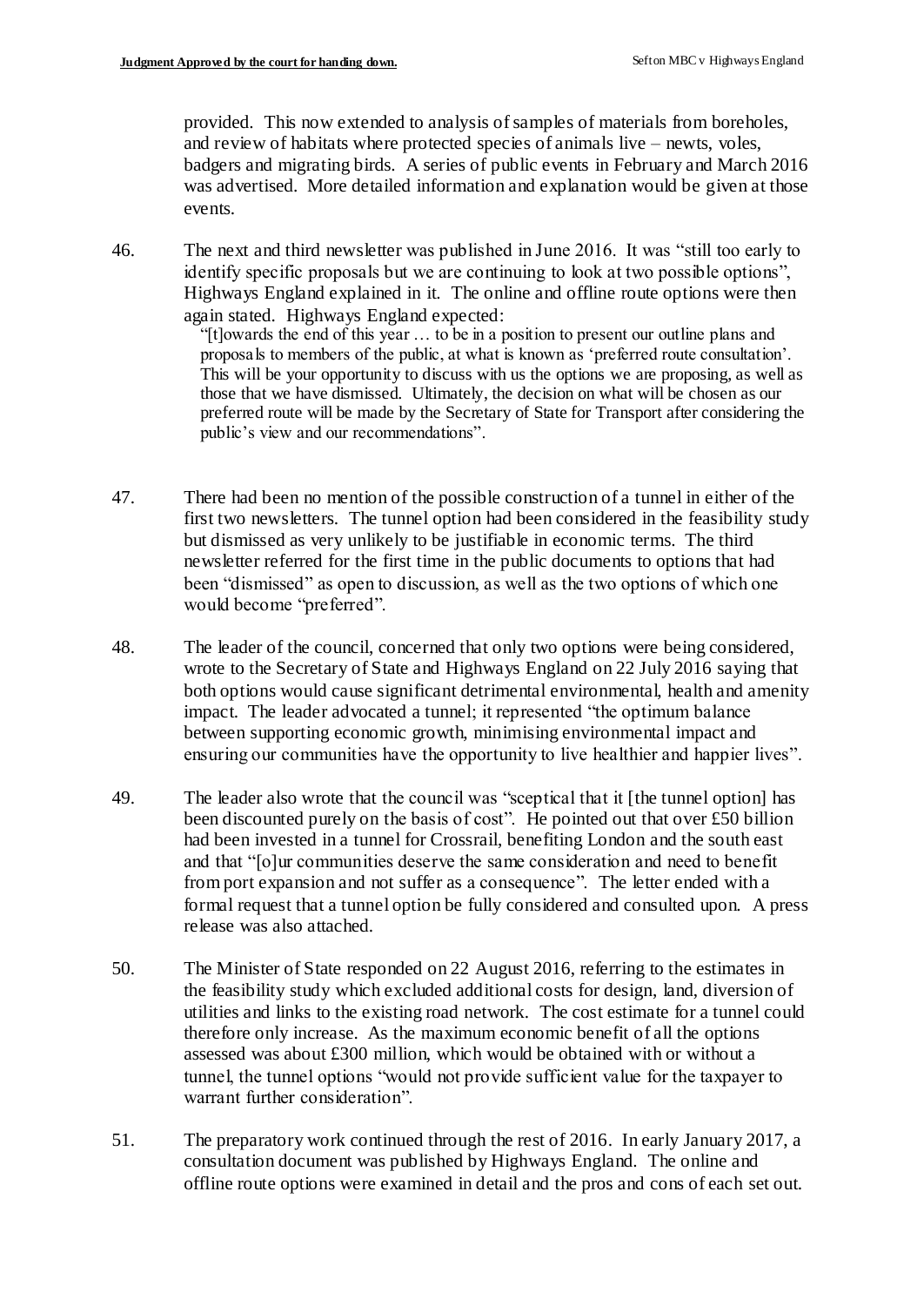provided. This now extended to analysis of samples of materials from boreholes, and review of habitats where protected species of animals live – newts, voles, badgers and migrating birds. A series of public events in February and March 2016 was advertised. More detailed information and explanation would be given at those events.

46. The next and third newsletter was published in June 2016. It was "still too early to identify specific proposals but we are continuing to look at two possible options", Highways England explained in it. The online and offline route options were then again stated. Highways England expected:

> "[t]owards the end of this year … to be in a position to present our outline plans and proposals to members of the public, at what is known as 'preferred route consultation'. This will be your opportunity to discuss with us the options we are proposing, as well as those that we have dismissed. Ultimately, the decision on what will be chosen as our preferred route will be made by the Secretary of State for Transport after considering the public's view and our recommendations".

47. There had been no mention of the possible construction of a tunnel in either of the first two newsletters. The tunnel option had been considered in the feasibility study but dismissed as very unlikely to be justifiable in economic terms. The third newsletter referred for the first time in the public documents to options that had been "dismissed" as open to discussion, as well as the two options of which one would become "preferred".

48. The leader of the council, concerned that only two options were being considered, wrote to the Secretary of State and Highways England on 22 July 2016 saying that both options would cause significant detrimental environmental, health and amenity impact. The leader advocated a tunnel; it represented "the optimum balance between supporting economic growth, minimising environmental impact and ensuring our communities have the opportunity to live healthier and happier lives".

49. The leader also wrote that the council was "sceptical that it [the tunnel option] has been discounted purely on the basis of cost". He pointed out that over £50 billion had been invested in a tunnel for Crossrail, benefiting London and the south east and that "[o]ur communities deserve the same consideration and need to benefit from port expansion and not suffer as a consequence". The letter ended with a formal request that a tunnel option be fully considered and consulted upon. A press release was also attached.

50. The Minister of State responded on 22 August 2016, referring to the estimates in the feasibility study which excluded additional costs for design, land, diversion of utilities and links to the existing road network. The cost estimate for a tunnel could therefore only increase. As the maximum economic benefit of all the options assessed was about £300 million, which would be obtained with or without a tunnel, the tunnel options "would not provide sufficient value for the taxpayer to warrant further consideration".

51. The preparatory work continued through the rest of 2016. In early January 2017, a consultation document was published by Highways England. The online and offline route options were examined in detail and the pros and cons of each set out.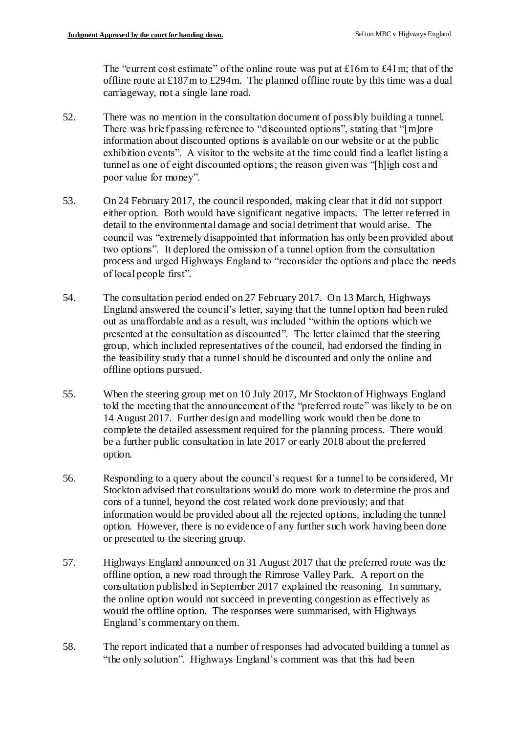The "current cost estimate" of the online route was put at £16m to £41m; that of the offline route at £187m to £294m. The planned offline route by this time was a dual carriageway, not a single lane road.

52. There was no mention in the consultation document of possibly building a tunnel. There was brief passing reference to "discounted options", stating that "[m]ore information about discounted options is available on our website or at the public exhibition events". A visitor to the website at the time could find a leaflet listing a tunnel as one of eight discounted options; the reason given was "[h]igh cost and poor value for money".

53. On 24 February 2017, the council responded, making clear that it did not support either option. Both would have significant negative impacts. The letter referred in detail to the environmental damage and social detriment that would arise. The council was "extremely disappointed that information has only been provided about two options". It deplored the omission of a tunnel option from the consultation process and urged Highways England to "reconsider the options and place the needs of local people first".

54. The consultation period ended on 27 February 2017. On 13 March, Highways England answered the council's letter, saying that the tunnel option had been ruled out as unaffordable and as a result, was included "within the options which we presented at the consultation as discounted". The letter claimed that the steering group, which included representatives of the council, had endorsed the finding in the feasibility study that a tunnel should be discounted and only the online and offline options pursued.

55. When the steering group met on 10 July 2017, Mr Stockton of Highways England told the meeting that the announcement of the "preferred route" was likely to be on 14 August 2017. Further design and modelling work would then be done to complete the detailed assessment required for the planning process. There would be a further public consultation in late 2017 or early 2018 about the preferred option.

56. Responding to a query about the council's request for a tunnel to be considered, Mr Stockton advised that consultations would do more work to determine the pros and cons of a tunnel, beyond the cost related work done previously; and that information would be provided about all the rejected options, including the tunnel option. However, there is no evidence of any further such work having been done or presented to the steering group.

57. Highways England announced on 31 August 2017 that the preferred route was the offline option, a new road through the Rimrose Valley Park. A report on the consultation published in September 2017 explained the reasoning. In summary, the online option would not succeed in preventing congestion as effectively as would the offline option. The responses were summarised, with Highways England's commentary on them.

58. The report indicated that a number of responses had advocated building a tunnel as "the only solution". Highways England's comment was that this had been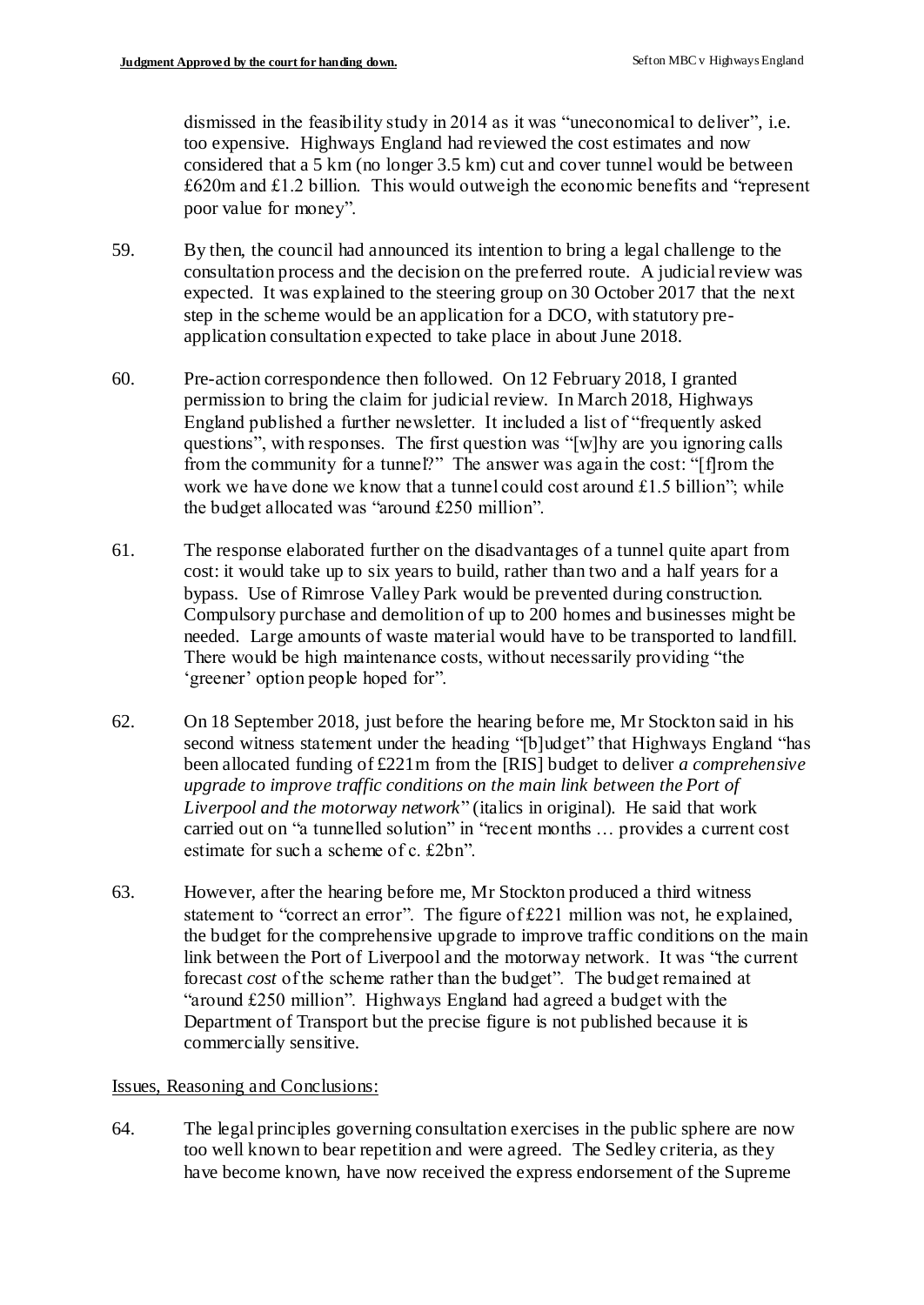dismissed in the feasibility study in 2014 as it was "uneconomical to deliver", i.e. too expensive. Highways England had reviewed the cost estimates and now considered that a 5 km (no longer 3.5 km) cut and cover tunnel would be between £620m and £1.2 billion. This would outweigh the economic benefits and "represent poor value for money".

59. By then, the council had announced its intention to bring a legal challenge to the consultation process and the decision on the preferred route. A judicial review was expected. It was explained to the steering group on 30 October 2017 that the next step in the scheme would be an application for a DCO, with statutory pre-application consultation expected to take place in about June 2018.

60. Pre-action correspondence then followed. On 12 February 2018, I granted permission to bring the claim for judicial review. In March 2018, Highways England published a further newsletter. It included a list of "frequently asked questions", with responses. The first question was "[w]hy are you ignoring calls from the community for a tunnel?" The answer was again the cost: "[f]rom the work we have done we know that a tunnel could cost around £1.5 billion"; while the budget allocated was "around £250 million".

61. The response elaborated further on the disadvantages of a tunnel quite apart from cost: it would take up to six years to build, rather than two and a half years for a bypass. Use of Rimrose Valley Park would be prevented during construction. Compulsory purchase and demolition of up to 200 homes and businesses might be needed. Large amounts of waste material would have to be transported to landfill. There would be high maintenance costs, without necessarily providing "the 'greener' option people hoped for".

62. On 18 September 2018, just before the hearing before me, Mr Stockton said in his second witness statement under the heading "[b]udget" that Highways England "has been allocated funding of £221m from the [RIS] budget to deliver *a comprehensive upgrade to improve traffic conditions on the main link between the Port of Liverpool and the motorway network*" (italics in original). He said that work carried out on "a tunnelled solution" in "recent months … provides a current cost estimate for such a scheme of c. £2bn".

63. However, after the hearing before me, Mr Stockton produced a third witness statement to "correct an error". The figure of £221 million was not, he explained, the budget for the comprehensive upgrade to improve traffic conditions on the main link between the Port of Liverpool and the motorway network. It was "the current forecast *cost* of the scheme rather than the budget". The budget remained at "around £250 million". Highways England had agreed a budget with the Department of Transport but the precise figure is not published because it is commercially sensitive.

## Issues, Reasoning and Conclusions:

64. The legal principles governing consultation exercises in the public sphere are now too well known to bear repetition and were agreed. The Sedley criteria, as they have become known, have now received the express endorsement of the Supreme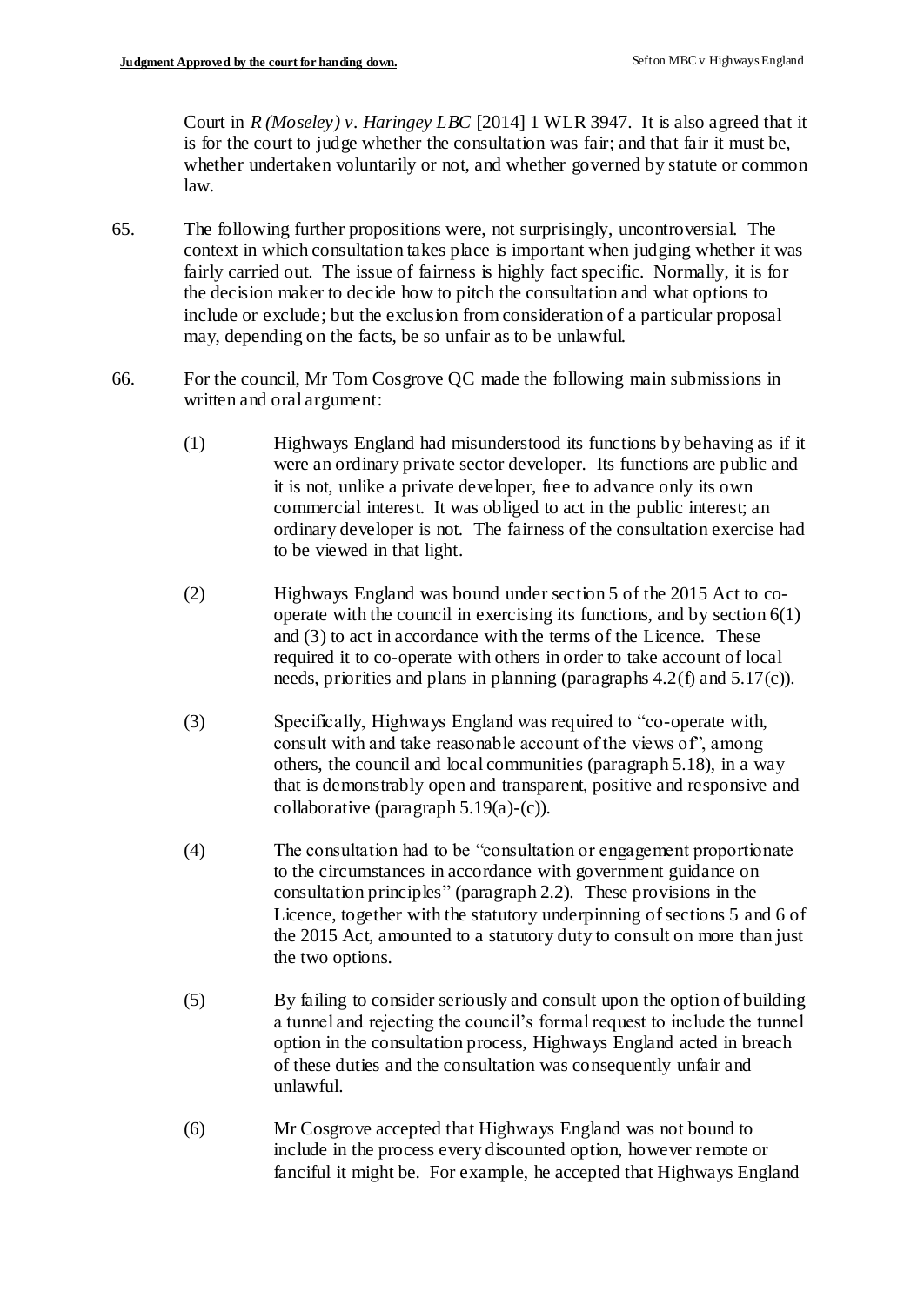Court in *R (Moseley) v. Haringey LBC* [2014] 1 WLR 3947. It is also agreed that it is for the court to judge whether the consultation was fair; and that fair it must be, whether undertaken voluntarily or not, and whether governed by statute or common law.

65. The following further propositions were, not surprisingly, uncontroversial. The context in which consultation takes place is important when judging whether it was fairly carried out. The issue of fairness is highly fact specific. Normally, it is for the decision maker to decide how to pitch the consultation and what options to include or exclude; but the exclusion from consideration of a particular proposal may, depending on the facts, be so unfair as to be unlawful.

66. For the council, Mr Tom Cosgrove QC made the following main submissions in written and oral argument:

    (1) Highways England had misunderstood its functions by behaving as if it were an ordinary private sector developer. Its functions are public and it is not, unlike a private developer, free to advance only its own commercial interest. It was obliged to act in the public interest; an ordinary developer is not. The fairness of the consultation exercise had to be viewed in that light.

    (2) Highways England was bound under section 5 of the 2015 Act to co-operate with the council in exercising its functions, and by section 6(1) and (3) to act in accordance with the terms of the Licence. These required it to co-operate with others in order to take account of local needs, priorities and plans in planning (paragraphs 4.2(f) and 5.17(c)).

    (3) Specifically, Highways England was required to "co-operate with, consult with and take reasonable account of the views of", among others, the council and local communities (paragraph 5.18), in a way that is demonstrably open and transparent, positive and responsive and collaborative (paragraph 5.19(a)-(c)).

    (4) The consultation had to be "consultation or engagement proportionate to the circumstances in accordance with government guidance on consultation principles" (paragraph 2.2). These provisions in the Licence, together with the statutory underpinning of sections 5 and 6 of the 2015 Act, amounted to a statutory duty to consult on more than just the two options.

    (5) By failing to consider seriously and consult upon the option of building a tunnel and rejecting the council's formal request to include the tunnel option in the consultation process, Highways England acted in breach of these duties and the consultation was consequently unfair and unlawful.

    (6) Mr Cosgrove accepted that Highways England was not bound to include in the process every discounted option, however remote or fanciful it might be. For example, he accepted that Highways England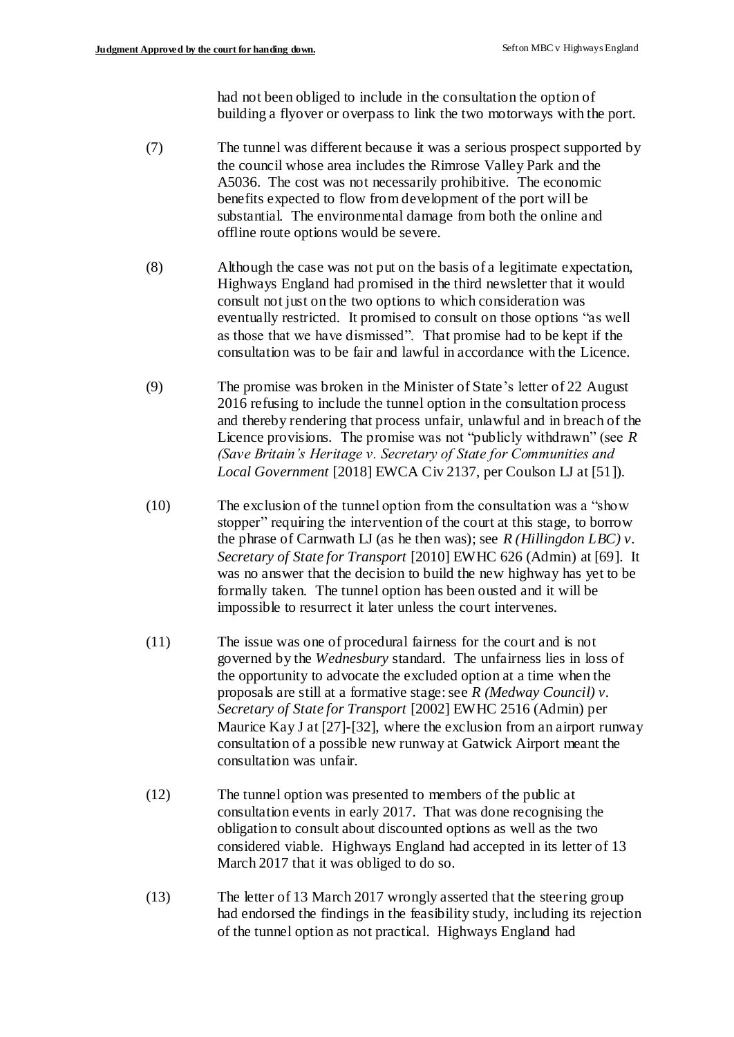had not been obliged to include in the consultation the option of building a flyover or overpass to link the two motorways with the port.

(7) The tunnel was different because it was a serious prospect supported by the council whose area includes the Rimrose Valley Park and the A5036. The cost was not necessarily prohibitive. The economic benefits expected to flow from development of the port will be substantial. The environmental damage from both the online and offline route options would be severe.

(8) Although the case was not put on the basis of a legitimate expectation, Highways England had promised in the third newsletter that it would consult not just on the two options to which consideration was eventually restricted. It promised to consult on those options "as well as those that we have dismissed". That promise had to be kept if the consultation was to be fair and lawful in accordance with the Licence.

(9) The promise was broken in the Minister of State's letter of 22 August 2016 refusing to include the tunnel option in the consultation process and thereby rendering that process unfair, unlawful and in breach of the Licence provisions. The promise was not "publicly withdrawn" (see *R (Save Britain's Heritage v. Secretary of State for Communities and Local Government* [2018] EWCA Civ 2137, per Coulson LJ at [51]).

(10) The exclusion of the tunnel option from the consultation was a "show stopper" requiring the intervention of the court at this stage, to borrow the phrase of Carnwath LJ (as he then was); see *R (Hillingdon LBC) v. Secretary of State for Transport* [2010] EWHC 626 (Admin) at [69]. It was no answer that the decision to build the new highway has yet to be formally taken. The tunnel option has been ousted and it will be impossible to resurrect it later unless the court intervenes.

(11) The issue was one of procedural fairness for the court and is not governed by the *Wednesbury* standard. The unfairness lies in loss of the opportunity to advocate the excluded option at a time when the proposals are still at a formative stage: see *R (Medway Council) v. Secretary of State for Transport* [2002] EWHC 2516 (Admin) per Maurice Kay J at [27]-[32], where the exclusion from an airport runway consultation of a possible new runway at Gatwick Airport meant the consultation was unfair.

(12) The tunnel option was presented to members of the public at consultation events in early 2017. That was done recognising the obligation to consult about discounted options as well as the two considered viable. Highways England had accepted in its letter of 13 March 2017 that it was obliged to do so.

(13) The letter of 13 March 2017 wrongly asserted that the steering group had endorsed the findings in the feasibility study, including its rejection of the tunnel option as not practical. Highways England had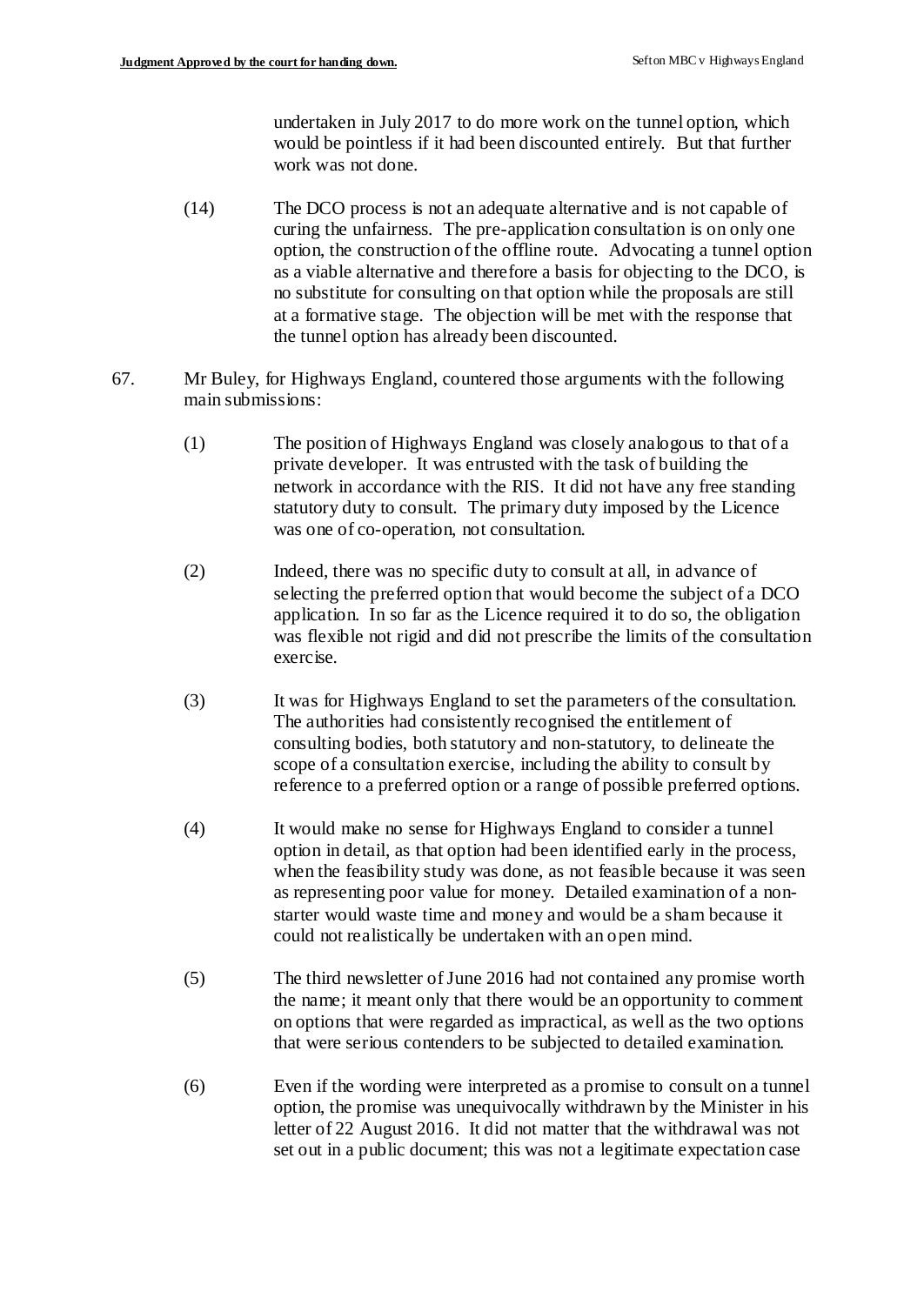undertaken in July 2017 to do more work on the tunnel option, which would be pointless if it had been discounted entirely. But that further work was not done.

(14) The DCO process is not an adequate alternative and is not capable of curing the unfairness. The pre-application consultation is on only one option, the construction of the offline route. Advocating a tunnel option as a viable alternative and therefore a basis for objecting to the DCO, is no substitute for consulting on that option while the proposals are still at a formative stage. The objection will be met with the response that the tunnel option has already been discounted.

67. Mr Buley, for Highways England, countered those arguments with the following main submissions:

(1) The position of Highways England was closely analogous to that of a private developer. It was entrusted with the task of building the network in accordance with the RIS. It did not have any free standing statutory duty to consult. The primary duty imposed by the Licence was one of co-operation, not consultation.

(2) Indeed, there was no specific duty to consult at all, in advance of selecting the preferred option that would become the subject of a DCO application. In so far as the Licence required it to do so, the obligation was flexible not rigid and did not prescribe the limits of the consultation exercise.

(3) It was for Highways England to set the parameters of the consultation. The authorities had consistently recognised the entitlement of consulting bodies, both statutory and non-statutory, to delineate the scope of a consultation exercise, including the ability to consult by reference to a preferred option or a range of possible preferred options.

(4) It would make no sense for Highways England to consider a tunnel option in detail, as that option had been identified early in the process, when the feasibility study was done, as not feasible because it was seen as representing poor value for money. Detailed examination of a non-starter would waste time and money and would be a sham because it could not realistically be undertaken with an open mind.

(5) The third newsletter of June 2016 had not contained any promise worth the name; it meant only that there would be an opportunity to comment on options that were regarded as impractical, as well as the two options that were serious contenders to be subjected to detailed examination.

(6) Even if the wording were interpreted as a promise to consult on a tunnel option, the promise was unequivocally withdrawn by the Minister in his letter of 22 August 2016. It did not matter that the withdrawal was not set out in a public document; this was not a legitimate expectation case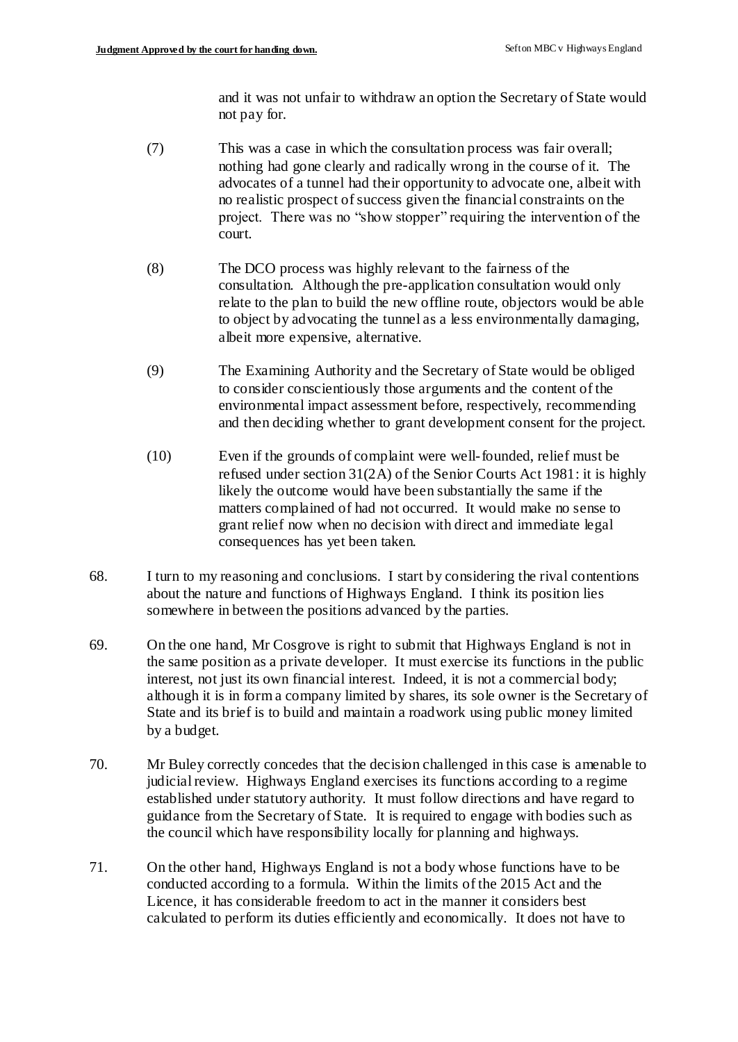and it was not unfair to withdraw an option the Secretary of State would not pay for.

(7) This was a case in which the consultation process was fair overall; nothing had gone clearly and radically wrong in the course of it. The advocates of a tunnel had their opportunity to advocate one, albeit with no realistic prospect of success given the financial constraints on the project. There was no "show stopper" requiring the intervention of the court.

(8) The DCO process was highly relevant to the fairness of the consultation. Although the pre-application consultation would only relate to the plan to build the new offline route, objectors would be able to object by advocating the tunnel as a less environmentally damaging, albeit more expensive, alternative.

(9) The Examining Authority and the Secretary of State would be obliged to consider conscientiously those arguments and the content of the environmental impact assessment before, respectively, recommending and then deciding whether to grant development consent for the project.

(10) Even if the grounds of complaint were well-founded, relief must be refused under section 31(2A) of the Senior Courts Act 1981: it is highly likely the outcome would have been substantially the same if the matters complained of had not occurred. It would make no sense to grant relief now when no decision with direct and immediate legal consequences has yet been taken.

68. I turn to my reasoning and conclusions. I start by considering the rival contentions about the nature and functions of Highways England. I think its position lies somewhere in between the positions advanced by the parties.

69. On the one hand, Mr Cosgrove is right to submit that Highways England is not in the same position as a private developer. It must exercise its functions in the public interest, not just its own financial interest. Indeed, it is not a commercial body; although it is in form a company limited by shares, its sole owner is the Secretary of State and its brief is to build and maintain a roadwork using public money limited by a budget.

70. Mr Buley correctly concedes that the decision challenged in this case is amenable to judicial review. Highways England exercises its functions according to a regime established under statutory authority. It must follow directions and have regard to guidance from the Secretary of State. It is required to engage with bodies such as the council which have responsibility locally for planning and highways.

71. On the other hand, Highways England is not a body whose functions have to be conducted according to a formula. Within the limits of the 2015 Act and the Licence, it has considerable freedom to act in the manner it considers best calculated to perform its duties efficiently and economically. It does not have to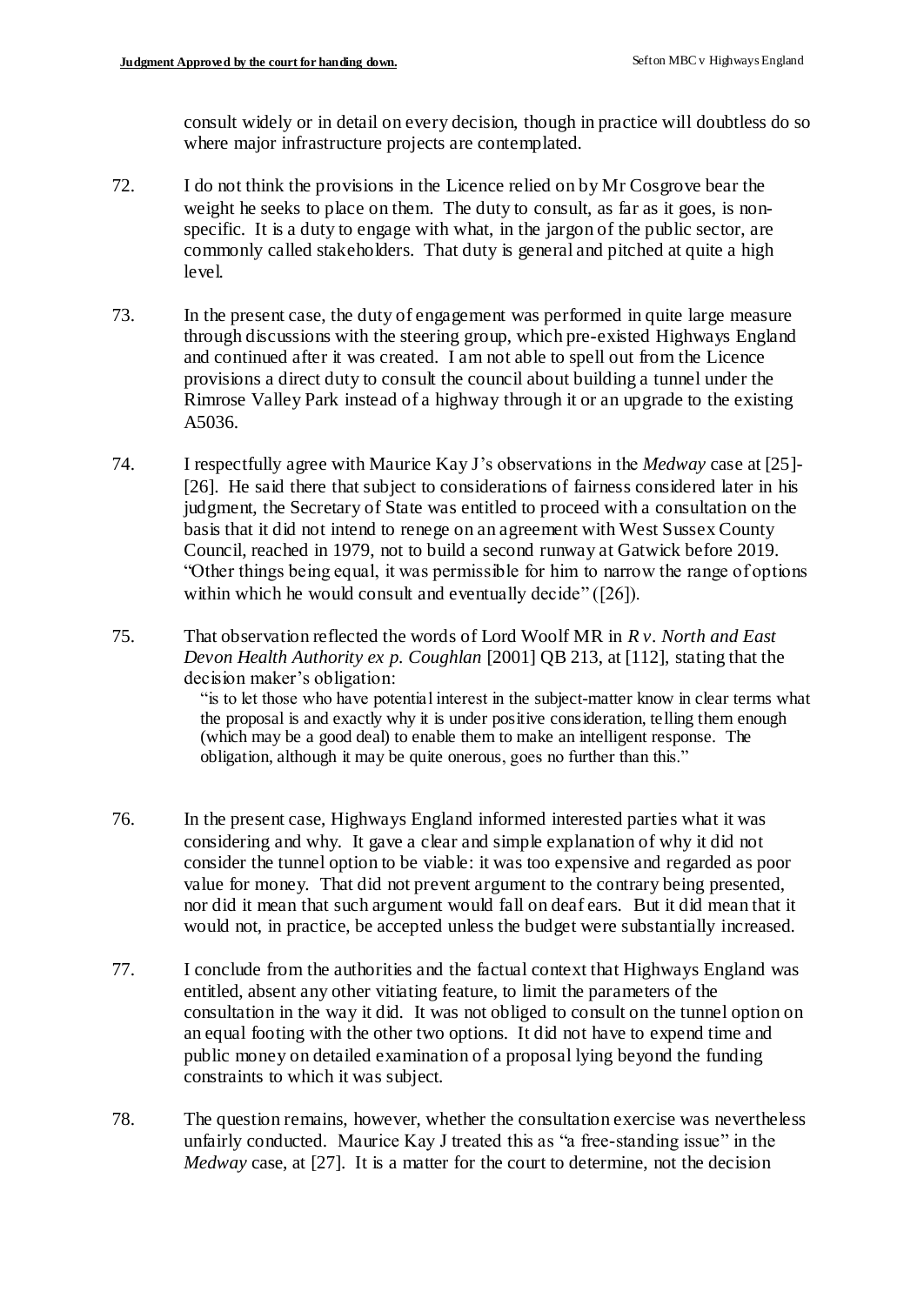consult widely or in detail on every decision, though in practice will doubtless do so where major infrastructure projects are contemplated.

72. I do not think the provisions in the Licence relied on by Mr Cosgrove bear the weight he seeks to place on them. The duty to consult, as far as it goes, is non-specific. It is a duty to engage with what, in the jargon of the public sector, are commonly called stakeholders. That duty is general and pitched at quite a high level.

73. In the present case, the duty of engagement was performed in quite large measure through discussions with the steering group, which pre-existed Highways England and continued after it was created. I am not able to spell out from the Licence provisions a direct duty to consult the council about building a tunnel under the Rimrose Valley Park instead of a highway through it or an upgrade to the existing A5036.

74. I respectfully agree with Maurice Kay J's observations in the *Medway* case at [25]-[26]. He said there that subject to considerations of fairness considered later in his judgment, the Secretary of State was entitled to proceed with a consultation on the basis that it did not intend to renege on an agreement with West Sussex County Council, reached in 1979, not to build a second runway at Gatwick before 2019. "Other things being equal, it was permissible for him to narrow the range of options within which he would consult and eventually decide" ([26]).

75. That observation reflected the words of Lord Woolf MR in *R v. North and East Devon Health Authority ex p. Coughlan* [2001] QB 213, at [112], stating that the decision maker's obligation:

> "is to let those who have potential interest in the subject-matter know in clear terms what the proposal is and exactly why it is under positive consideration, telling them enough (which may be a good deal) to enable them to make an intelligent response. The obligation, although it may be quite onerous, goes no further than this."

76. In the present case, Highways England informed interested parties what it was considering and why. It gave a clear and simple explanation of why it did not consider the tunnel option to be viable: it was too expensive and regarded as poor value for money. That did not prevent argument to the contrary being presented, nor did it mean that such argument would fall on deaf ears. But it did mean that it would not, in practice, be accepted unless the budget were substantially increased.

77. I conclude from the authorities and the factual context that Highways England was entitled, absent any other vitiating feature, to limit the parameters of the consultation in the way it did. It was not obliged to consult on the tunnel option on an equal footing with the other two options. It did not have to expend time and public money on detailed examination of a proposal lying beyond the funding constraints to which it was subject.

78. The question remains, however, whether the consultation exercise was nevertheless unfairly conducted. Maurice Kay J treated this as "a free-standing issue" in the *Medway* case, at [27]. It is a matter for the court to determine, not the decision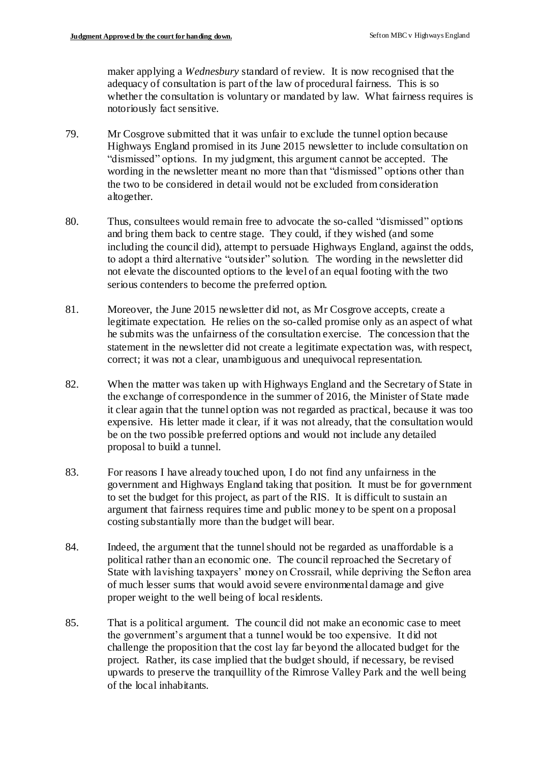maker applying a *Wednesbury* standard of review. It is now recognised that the adequacy of consultation is part of the law of procedural fairness. This is so whether the consultation is voluntary or mandated by law. What fairness requires is notoriously fact sensitive.

79. Mr Cosgrove submitted that it was unfair to exclude the tunnel option because Highways England promised in its June 2015 newsletter to include consultation on "dismissed" options. In my judgment, this argument cannot be accepted. The wording in the newsletter meant no more than that "dismissed" options other than the two to be considered in detail would not be excluded from consideration altogether.

80. Thus, consultees would remain free to advocate the so-called "dismissed" options and bring them back to centre stage. They could, if they wished (and some including the council did), attempt to persuade Highways England, against the odds, to adopt a third alternative "outsider" solution. The wording in the newsletter did not elevate the discounted options to the level of an equal footing with the two serious contenders to become the preferred option.

81. Moreover, the June 2015 newsletter did not, as Mr Cosgrove accepts, create a legitimate expectation. He relies on the so-called promise only as an aspect of what he submits was the unfairness of the consultation exercise. The concession that the statement in the newsletter did not create a legitimate expectation was, with respect, correct; it was not a clear, unambiguous and unequivocal representation.

82. When the matter was taken up with Highways England and the Secretary of State in the exchange of correspondence in the summer of 2016, the Minister of State made it clear again that the tunnel option was not regarded as practical, because it was too expensive. His letter made it clear, if it was not already, that the consultation would be on the two possible preferred options and would not include any detailed proposal to build a tunnel.

83. For reasons I have already touched upon, I do not find any unfairness in the government and Highways England taking that position. It must be for government to set the budget for this project, as part of the RIS. It is difficult to sustain an argument that fairness requires time and public money to be spent on a proposal costing substantially more than the budget will bear.

84. Indeed, the argument that the tunnel should not be regarded as unaffordable is a political rather than an economic one. The council reproached the Secretary of State with lavishing taxpayers' money on Crossrail, while depriving the Sefton area of much lesser sums that would avoid severe environmental damage and give proper weight to the well being of local residents.

85. That is a political argument. The council did not make an economic case to meet the government's argument that a tunnel would be too expensive. It did not challenge the proposition that the cost lay far beyond the allocated budget for the project. Rather, its case implied that the budget should, if necessary, be revised upwards to preserve the tranquillity of the Rimrose Valley Park and the well being of the local inhabitants.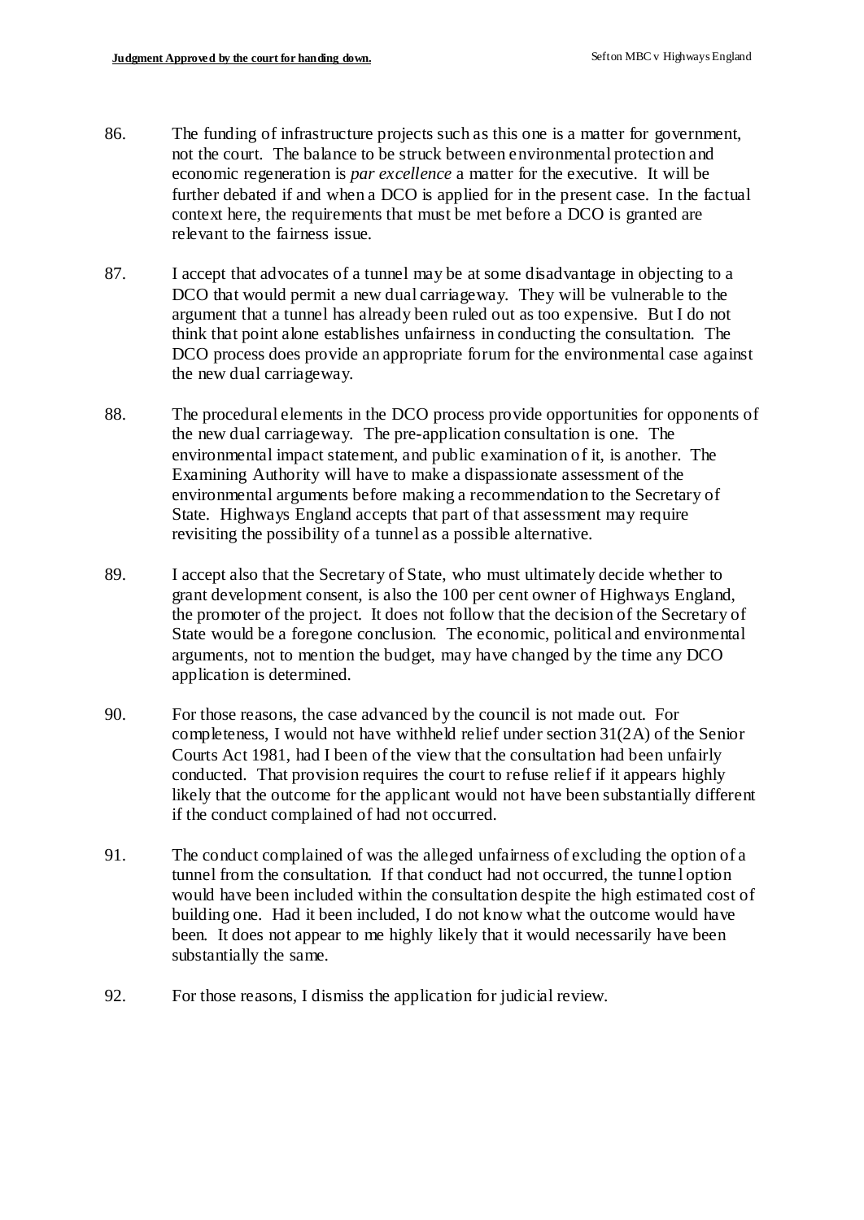86. The funding of infrastructure projects such as this one is a matter for government, not the court. The balance to be struck between environmental protection and economic regeneration is *par excellence* a matter for the executive. It will be further debated if and when a DCO is applied for in the present case. In the factual context here, the requirements that must be met before a DCO is granted are relevant to the fairness issue.

87. I accept that advocates of a tunnel may be at some disadvantage in objecting to a DCO that would permit a new dual carriageway. They will be vulnerable to the argument that a tunnel has already been ruled out as too expensive. But I do not think that point alone establishes unfairness in conducting the consultation. The DCO process does provide an appropriate forum for the environmental case against the new dual carriageway.

88. The procedural elements in the DCO process provide opportunities for opponents of the new dual carriageway. The pre-application consultation is one. The environmental impact statement, and public examination of it, is another. The Examining Authority will have to make a dispassionate assessment of the environmental arguments before making a recommendation to the Secretary of State. Highways England accepts that part of that assessment may require revisiting the possibility of a tunnel as a possible alternative.

89. I accept also that the Secretary of State, who must ultimately decide whether to grant development consent, is also the 100 per cent owner of Highways England, the promoter of the project. It does not follow that the decision of the Secretary of State would be a foregone conclusion. The economic, political and environmental arguments, not to mention the budget, may have changed by the time any DCO application is determined.

90. For those reasons, the case advanced by the council is not made out. For completeness, I would not have withheld relief under section 31(2A) of the Senior Courts Act 1981, had I been of the view that the consultation had been unfairly conducted. That provision requires the court to refuse relief if it appears highly likely that the outcome for the applicant would not have been substantially different if the conduct complained of had not occurred.

91. The conduct complained of was the alleged unfairness of excluding the option of a tunnel from the consultation. If that conduct had not occurred, the tunnel option would have been included within the consultation despite the high estimated cost of building one. Had it been included, I do not know what the outcome would have been. It does not appear to me highly likely that it would necessarily have been substantially the same.

92. For those reasons, I dismiss the application for judicial review.